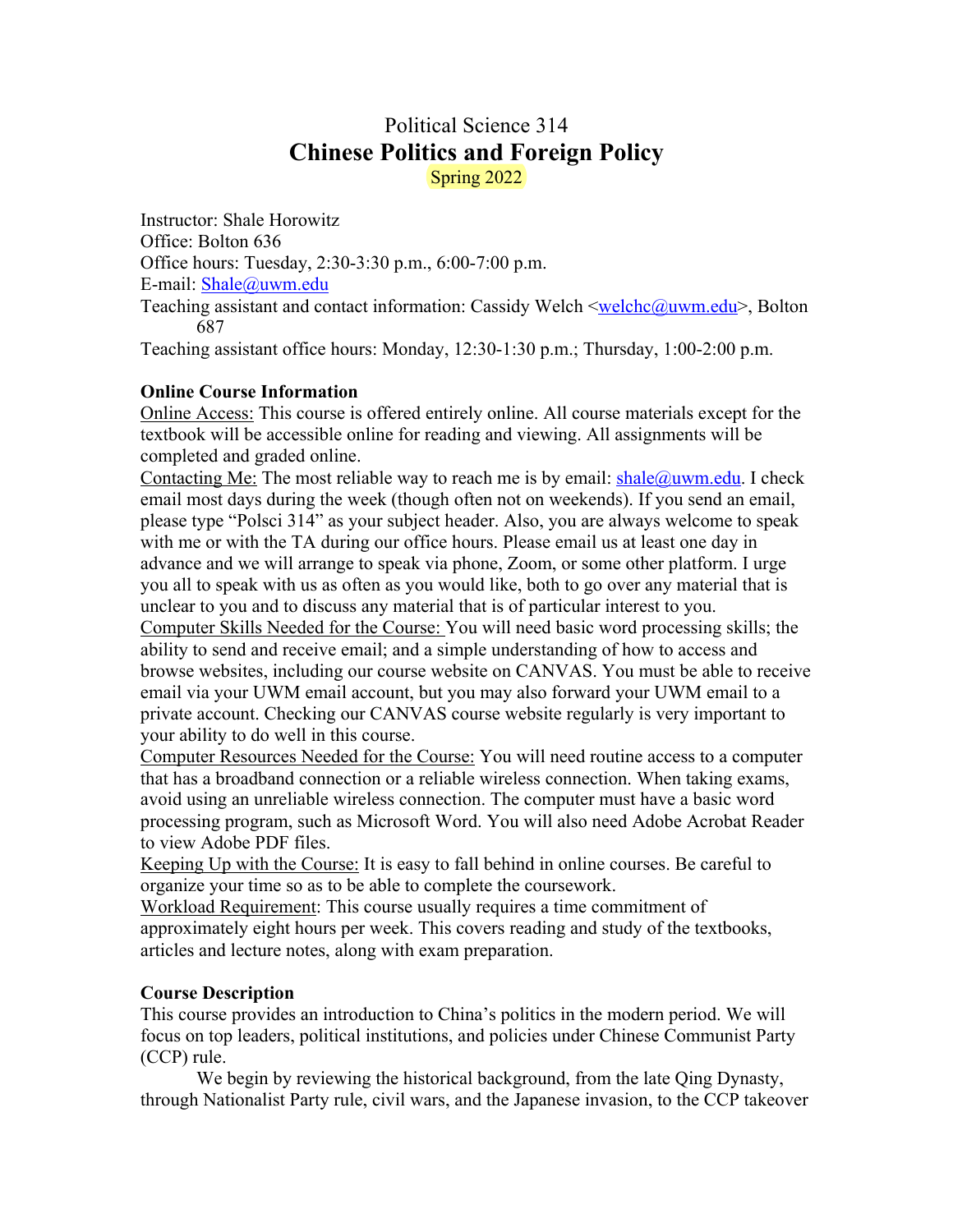Political Science 314

# Chinese Politics and Foreign Policy

Spring 2022

Instructor: Shale Horowitz
Office: Bolton 636
Office hours: Tuesday, 2:30-3:30 p.m., 6:00-7:00 p.m.
E-mail: Shale@uwm.edu
Teaching assistant and contact information: Cassidy Welch <welchc@uwm.edu>, Bolton 687
Teaching assistant office hours: Monday, 12:30-1:30 p.m.; Thursday, 1:00-2:00 p.m.

**Online Course Information**

Online Access: This course is offered entirely online. All course materials except for the textbook will be accessible online for reading and viewing. All assignments will be completed and graded online.

Contacting Me: The most reliable way to reach me is by email: shale@uwm.edu. I check email most days during the week (though often not on weekends). If you send an email, please type "Polsci 314" as your subject header. Also, you are always welcome to speak with me or with the TA during our office hours. Please email us at least one day in advance and we will arrange to speak via phone, Zoom, or some other platform. I urge you all to speak with us as often as you would like, both to go over any material that is unclear to you and to discuss any material that is of particular interest to you.

Computer Skills Needed for the Course: You will need basic word processing skills; the ability to send and receive email; and a simple understanding of how to access and browse websites, including our course website on CANVAS. You must be able to receive email via your UWM email account, but you may also forward your UWM email to a private account. Checking our CANVAS course website regularly is very important to your ability to do well in this course.

Computer Resources Needed for the Course: You will need routine access to a computer that has a broadband connection or a reliable wireless connection. When taking exams, avoid using an unreliable wireless connection. The computer must have a basic word processing program, such as Microsoft Word. You will also need Adobe Acrobat Reader to view Adobe PDF files.

Keeping Up with the Course: It is easy to fall behind in online courses. Be careful to organize your time so as to be able to complete the coursework.

Workload Requirement: This course usually requires a time commitment of approximately eight hours per week. This covers reading and study of the textbooks, articles and lecture notes, along with exam preparation.

**Course Description**

This course provides an introduction to China's politics in the modern period. We will focus on top leaders, political institutions, and policies under Chinese Communist Party (CCP) rule.

We begin by reviewing the historical background, from the late Qing Dynasty, through Nationalist Party rule, civil wars, and the Japanese invasion, to the CCP takeover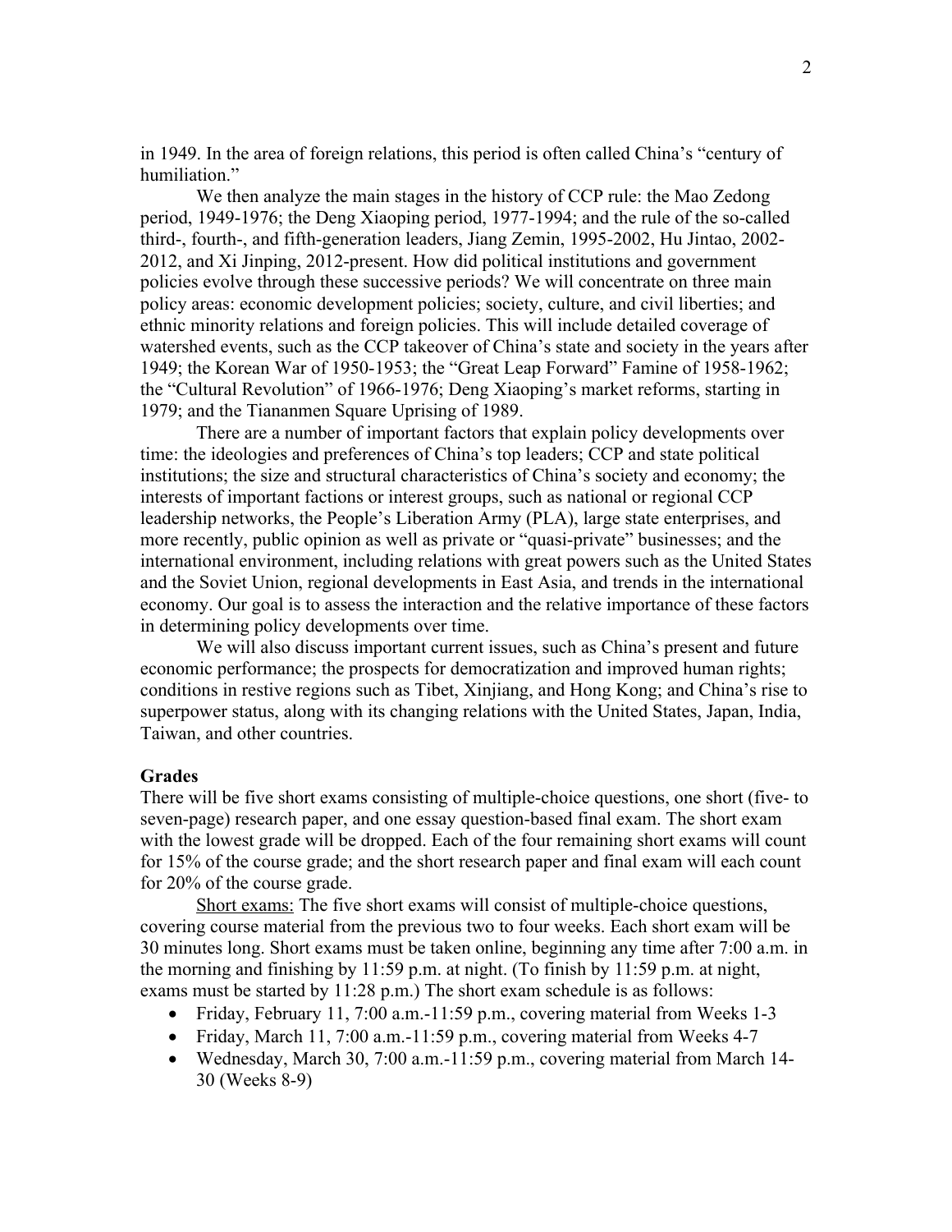in 1949. In the area of foreign relations, this period is often called China's "century of humiliation."

We then analyze the main stages in the history of CCP rule: the Mao Zedong period, 1949-1976; the Deng Xiaoping period, 1977-1994; and the rule of the so-called third-, fourth-, and fifth-generation leaders, Jiang Zemin, 1995-2002, Hu Jintao, 2002-2012, and Xi Jinping, 2012-present. How did political institutions and government policies evolve through these successive periods? We will concentrate on three main policy areas: economic development policies; society, culture, and civil liberties; and ethnic minority relations and foreign policies. This will include detailed coverage of watershed events, such as the CCP takeover of China's state and society in the years after 1949; the Korean War of 1950-1953; the "Great Leap Forward" Famine of 1958-1962; the "Cultural Revolution" of 1966-1976; Deng Xiaoping's market reforms, starting in 1979; and the Tiananmen Square Uprising of 1989.

There are a number of important factors that explain policy developments over time: the ideologies and preferences of China's top leaders; CCP and state political institutions; the size and structural characteristics of China's society and economy; the interests of important factions or interest groups, such as national or regional CCP leadership networks, the People's Liberation Army (PLA), large state enterprises, and more recently, public opinion as well as private or "quasi-private" businesses; and the international environment, including relations with great powers such as the United States and the Soviet Union, regional developments in East Asia, and trends in the international economy. Our goal is to assess the interaction and the relative importance of these factors in determining policy developments over time.

We will also discuss important current issues, such as China's present and future economic performance; the prospects for democratization and improved human rights; conditions in restive regions such as Tibet, Xinjiang, and Hong Kong; and China's rise to superpower status, along with its changing relations with the United States, Japan, India, Taiwan, and other countries.

## Grades

There will be five short exams consisting of multiple-choice questions, one short (five- to seven-page) research paper, and one essay question-based final exam. The short exam with the lowest grade will be dropped. Each of the four remaining short exams will count for 15% of the course grade; and the short research paper and final exam will each count for 20% of the course grade.

Short exams: The five short exams will consist of multiple-choice questions, covering course material from the previous two to four weeks. Each short exam will be 30 minutes long. Short exams must be taken online, beginning any time after 7:00 a.m. in the morning and finishing by 11:59 p.m. at night. (To finish by 11:59 p.m. at night, exams must be started by 11:28 p.m.) The short exam schedule is as follows:

- Friday, February 11, 7:00 a.m.-11:59 p.m., covering material from Weeks 1-3
- Friday, March 11, 7:00 a.m.-11:59 p.m., covering material from Weeks 4-7
- Wednesday, March 30, 7:00 a.m.-11:59 p.m., covering material from March 14-30 (Weeks 8-9)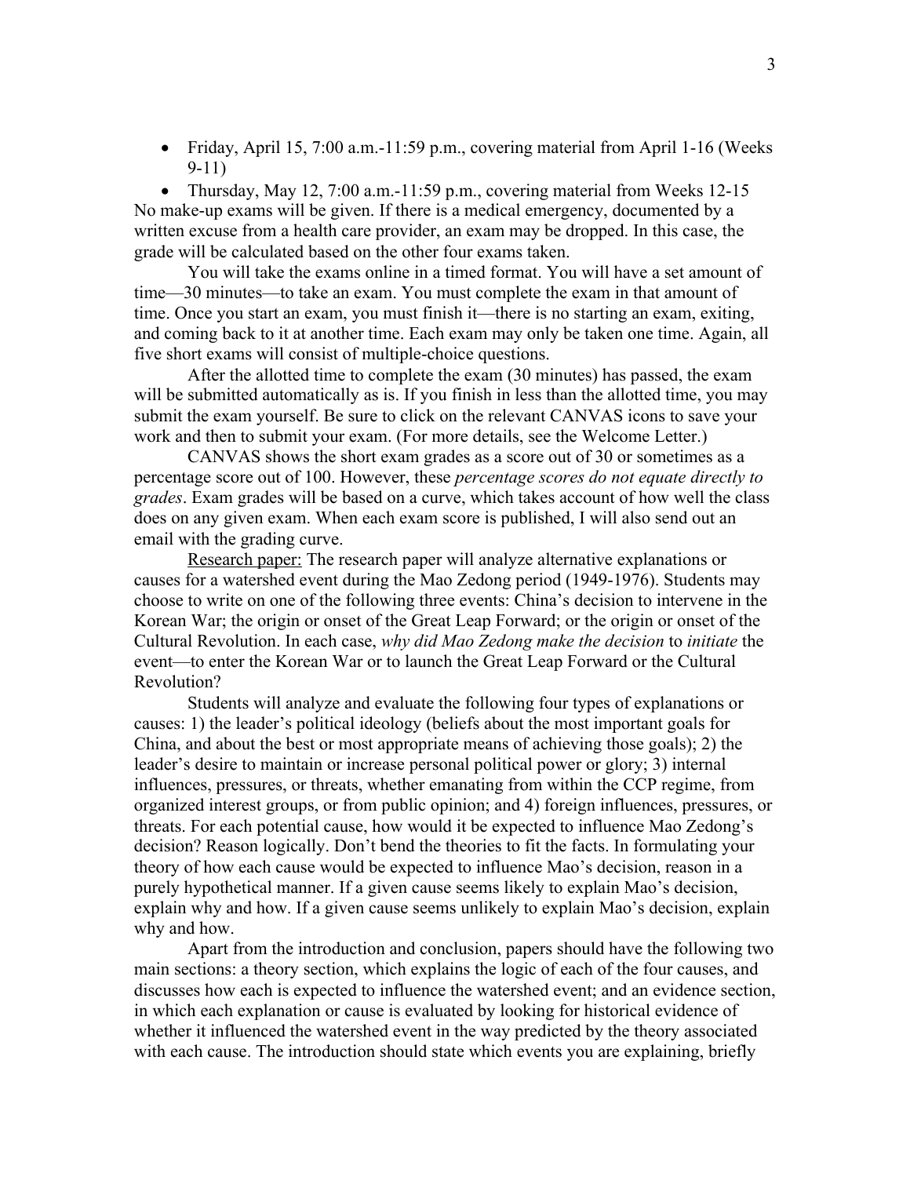- Friday, April 15, 7:00 a.m.-11:59 p.m., covering material from April 1-16 (Weeks 9-11)
- Thursday, May 12, 7:00 a.m.-11:59 p.m., covering material from Weeks 12-15

No make-up exams will be given. If there is a medical emergency, documented by a written excuse from a health care provider, an exam may be dropped. In this case, the grade will be calculated based on the other four exams taken.

You will take the exams online in a timed format. You will have a set amount of time—30 minutes—to take an exam. You must complete the exam in that amount of time. Once you start an exam, you must finish it—there is no starting an exam, exiting, and coming back to it at another time. Each exam may only be taken one time. Again, all five short exams will consist of multiple-choice questions.

After the allotted time to complete the exam (30 minutes) has passed, the exam will be submitted automatically as is. If you finish in less than the allotted time, you may submit the exam yourself. Be sure to click on the relevant CANVAS icons to save your work and then to submit your exam. (For more details, see the Welcome Letter.)

CANVAS shows the short exam grades as a score out of 30 or sometimes as a percentage score out of 100. However, these *percentage scores do not equate directly to grades*. Exam grades will be based on a curve, which takes account of how well the class does on any given exam. When each exam score is published, I will also send out an email with the grading curve.

<u>Research paper:</u> The research paper will analyze alternative explanations or causes for a watershed event during the Mao Zedong period (1949-1976). Students may choose to write on one of the following three events: China's decision to intervene in the Korean War; the origin or onset of the Great Leap Forward; or the origin or onset of the Cultural Revolution. In each case, *why did Mao Zedong make the decision* to *initiate* the event—to enter the Korean War or to launch the Great Leap Forward or the Cultural Revolution?

Students will analyze and evaluate the following four types of explanations or causes: 1) the leader's political ideology (beliefs about the most important goals for China, and about the best or most appropriate means of achieving those goals); 2) the leader's desire to maintain or increase personal political power or glory; 3) internal influences, pressures, or threats, whether emanating from within the CCP regime, from organized interest groups, or from public opinion; and 4) foreign influences, pressures, or threats. For each potential cause, how would it be expected to influence Mao Zedong's decision? Reason logically. Don't bend the theories to fit the facts. In formulating your theory of how each cause would be expected to influence Mao's decision, reason in a purely hypothetical manner. If a given cause seems likely to explain Mao's decision, explain why and how. If a given cause seems unlikely to explain Mao's decision, explain why and how.

Apart from the introduction and conclusion, papers should have the following two main sections: a theory section, which explains the logic of each of the four causes, and discusses how each is expected to influence the watershed event; and an evidence section, in which each explanation or cause is evaluated by looking for historical evidence of whether it influenced the watershed event in the way predicted by the theory associated with each cause. The introduction should state which events you are explaining, briefly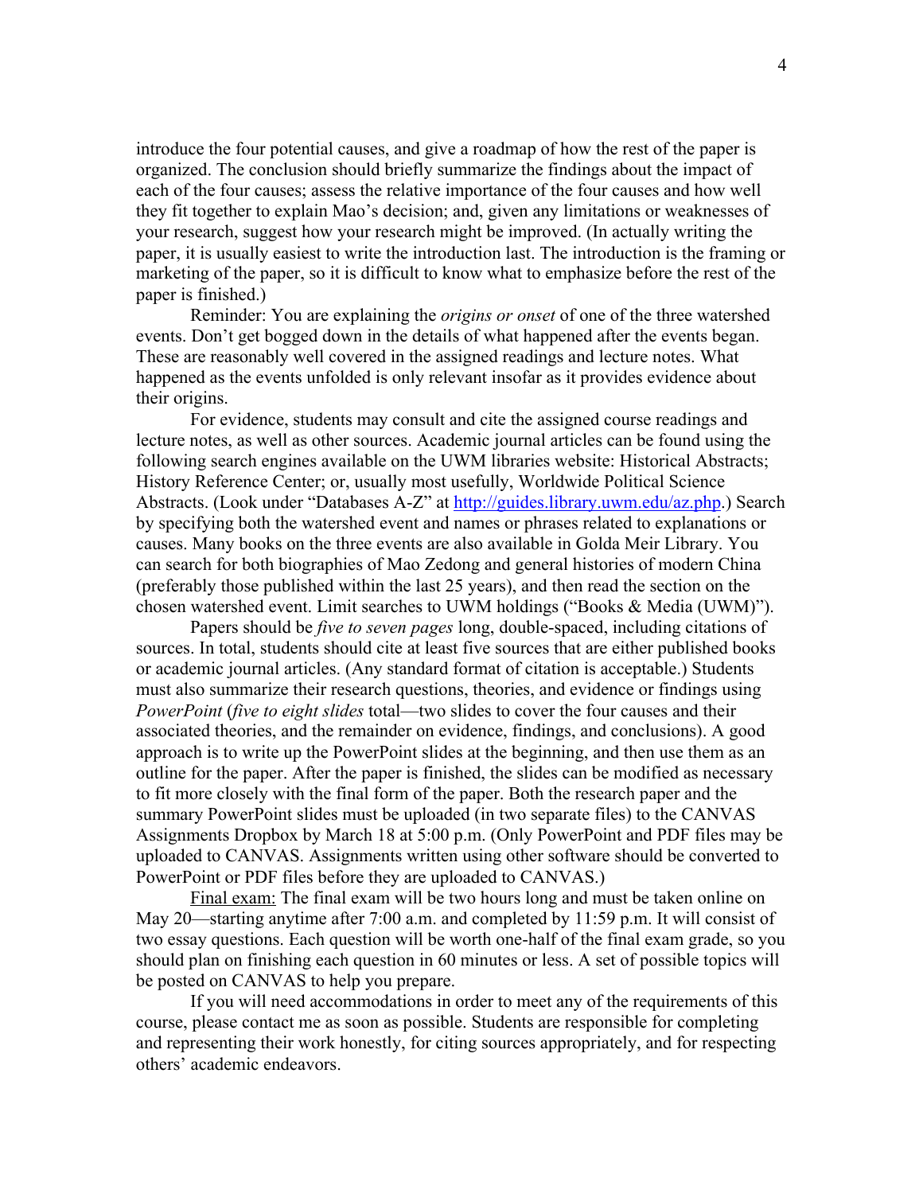introduce the four potential causes, and give a roadmap of how the rest of the paper is organized. The conclusion should briefly summarize the findings about the impact of each of the four causes; assess the relative importance of the four causes and how well they fit together to explain Mao's decision; and, given any limitations or weaknesses of your research, suggest how your research might be improved. (In actually writing the paper, it is usually easiest to write the introduction last. The introduction is the framing or marketing of the paper, so it is difficult to know what to emphasize before the rest of the paper is finished.)

Reminder: You are explaining the *origins or onset* of one of the three watershed events. Don't get bogged down in the details of what happened after the events began. These are reasonably well covered in the assigned readings and lecture notes. What happened as the events unfolded is only relevant insofar as it provides evidence about their origins.

For evidence, students may consult and cite the assigned course readings and lecture notes, as well as other sources. Academic journal articles can be found using the following search engines available on the UWM libraries website: Historical Abstracts; History Reference Center; or, usually most usefully, Worldwide Political Science Abstracts. (Look under "Databases A-Z" at [http://guides.library.uwm.edu/az.php](http://guides.library.uwm.edu/az.php).) Search by specifying both the watershed event and names or phrases related to explanations or causes. Many books on the three events are also available in Golda Meir Library. You can search for both biographies of Mao Zedong and general histories of modern China (preferably those published within the last 25 years), and then read the section on the chosen watershed event. Limit searches to UWM holdings ("Books & Media (UWM)").

Papers should be *five to seven pages* long, double-spaced, including citations of sources. In total, students should cite at least five sources that are either published books or academic journal articles. (Any standard format of citation is acceptable.) Students must also summarize their research questions, theories, and evidence or findings using *PowerPoint* (*five to eight slides* total—two slides to cover the four causes and their associated theories, and the remainder on evidence, findings, and conclusions). A good approach is to write up the PowerPoint slides at the beginning, and then use them as an outline for the paper. After the paper is finished, the slides can be modified as necessary to fit more closely with the final form of the paper. Both the research paper and the summary PowerPoint slides must be uploaded (in two separate files) to the CANVAS Assignments Dropbox by March 18 at 5:00 p.m. (Only PowerPoint and PDF files may be uploaded to CANVAS. Assignments written using other software should be converted to PowerPoint or PDF files before they are uploaded to CANVAS.)

<u>Final exam:</u> The final exam will be two hours long and must be taken online on May 20—starting anytime after 7:00 a.m. and completed by 11:59 p.m. It will consist of two essay questions. Each question will be worth one-half of the final exam grade, so you should plan on finishing each question in 60 minutes or less. A set of possible topics will be posted on CANVAS to help you prepare.

If you will need accommodations in order to meet any of the requirements of this course, please contact me as soon as possible. Students are responsible for completing and representing their work honestly, for citing sources appropriately, and for respecting others' academic endeavors.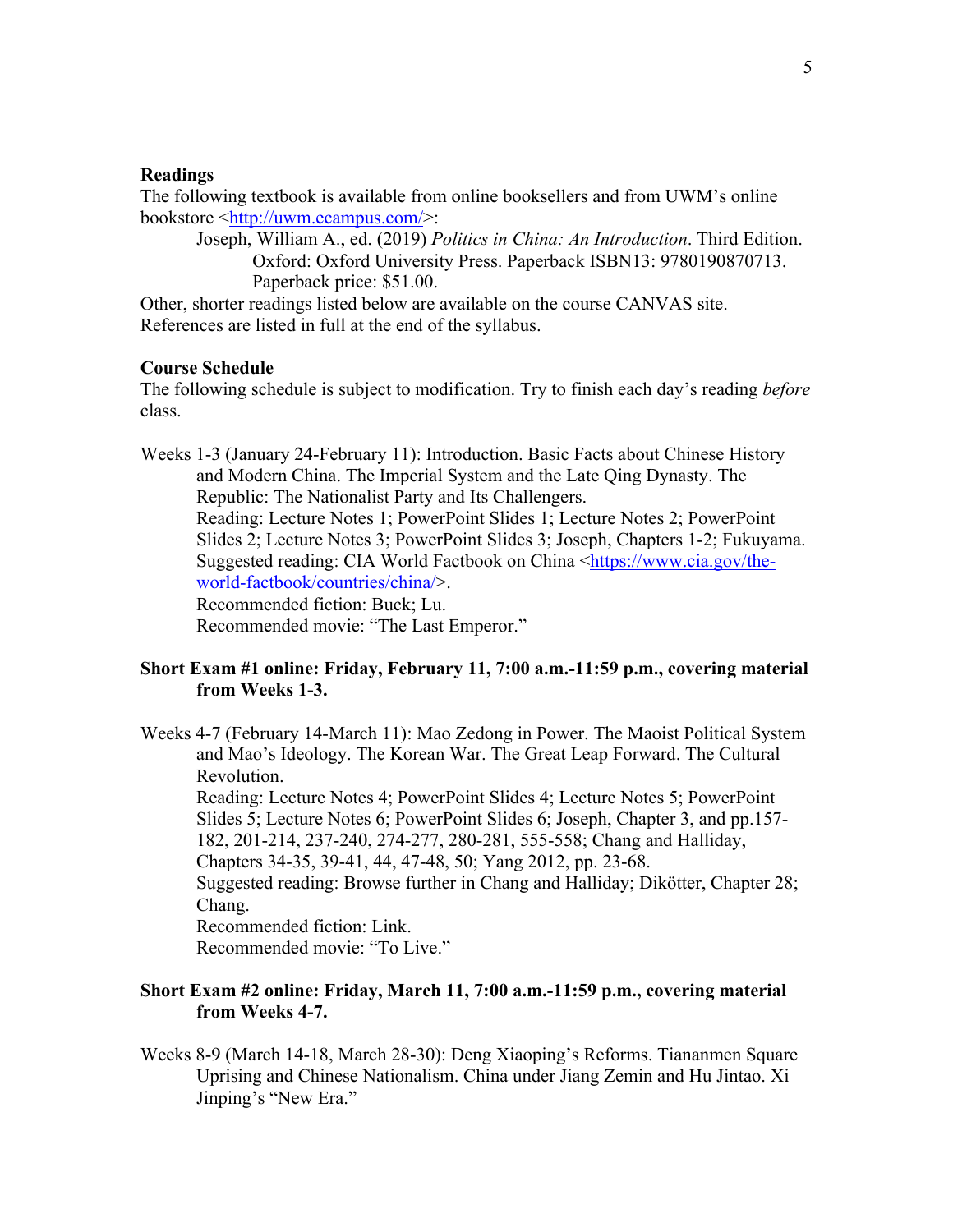**Readings**

The following textbook is available from online booksellers and from UWM's online bookstore <http://uwm.ecampus.com/>:

Joseph, William A., ed. (2019) *Politics in China: An Introduction*. Third Edition. Oxford: Oxford University Press. Paperback ISBN13: 9780190870713. Paperback price: $51.00.

Other, shorter readings listed below are available on the course CANVAS site. References are listed in full at the end of the syllabus.

**Course Schedule**

The following schedule is subject to modification. Try to finish each day's reading *before* class.

Weeks 1-3 (January 24-February 11): Introduction. Basic Facts about Chinese History and Modern China. The Imperial System and the Late Qing Dynasty. The Republic: The Nationalist Party and Its Challengers.
Reading: Lecture Notes 1; PowerPoint Slides 1; Lecture Notes 2; PowerPoint Slides 2; Lecture Notes 3; PowerPoint Slides 3; Joseph, Chapters 1-2; Fukuyama.
Suggested reading: CIA World Factbook on China <https://www.cia.gov/the-world-factbook/countries/china/>.
Recommended fiction: Buck; Lu.
Recommended movie: "The Last Emperor."

**Short Exam #1 online: Friday, February 11, 7:00 a.m.-11:59 p.m., covering material from Weeks 1-3.**

Weeks 4-7 (February 14-March 11): Mao Zedong in Power. The Maoist Political System and Mao's Ideology. The Korean War. The Great Leap Forward. The Cultural Revolution.
Reading: Lecture Notes 4; PowerPoint Slides 4; Lecture Notes 5; PowerPoint Slides 5; Lecture Notes 6; PowerPoint Slides 6; Joseph, Chapter 3, and pp.157-182, 201-214, 237-240, 274-277, 280-281, 555-558; Chang and Halliday, Chapters 34-35, 39-41, 44, 47-48, 50; Yang 2012, pp. 23-68.
Suggested reading: Browse further in Chang and Halliday; Dikötter, Chapter 28; Chang.
Recommended fiction: Link.
Recommended movie: "To Live."

**Short Exam #2 online: Friday, March 11, 7:00 a.m.-11:59 p.m., covering material from Weeks 4-7.**

Weeks 8-9 (March 14-18, March 28-30): Deng Xiaoping's Reforms. Tiananmen Square Uprising and Chinese Nationalism. China under Jiang Zemin and Hu Jintao. Xi Jinping's "New Era."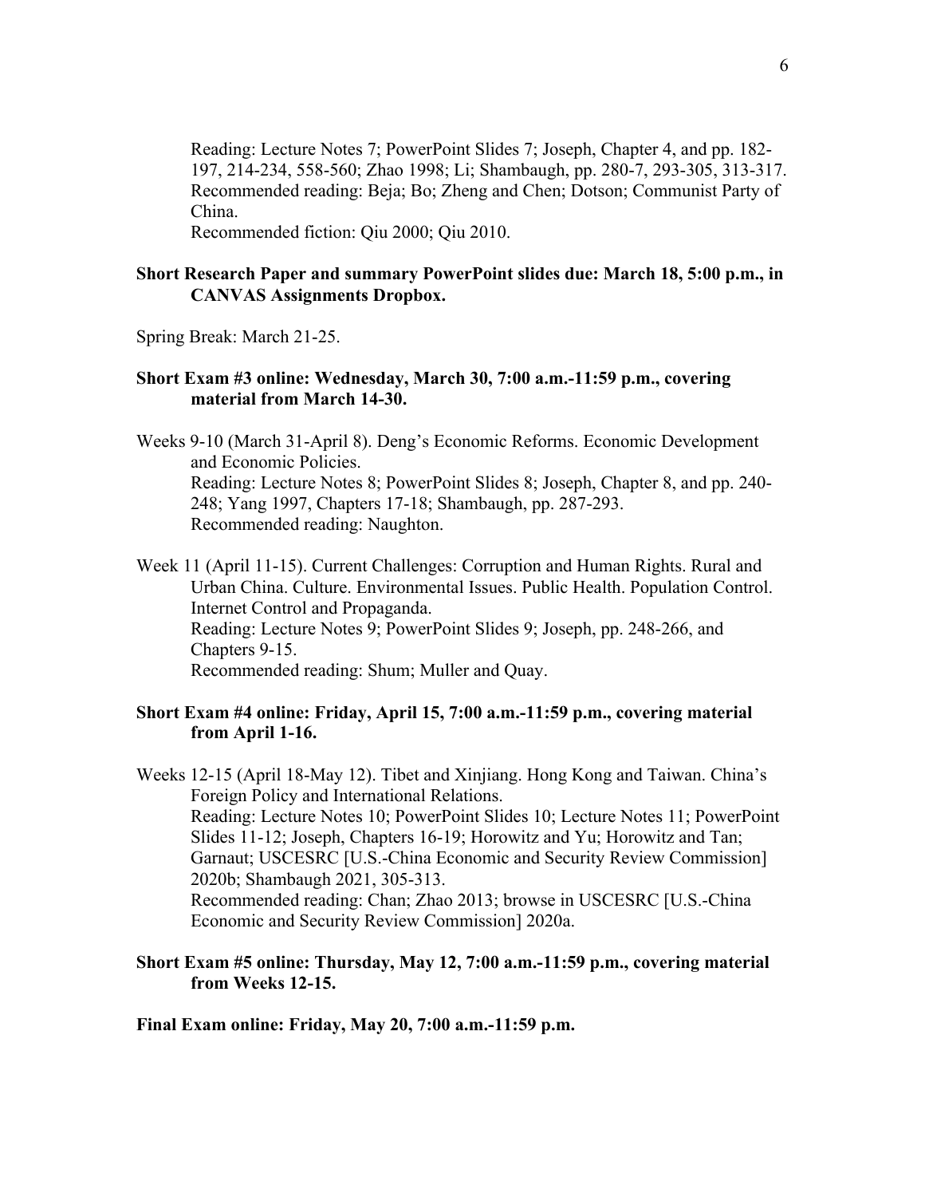Reading: Lecture Notes 7; PowerPoint Slides 7; Joseph, Chapter 4, and pp. 182-197, 214-234, 558-560; Zhao 1998; Li; Shambaugh, pp. 280-7, 293-305, 313-317.
Recommended reading: Beja; Bo; Zheng and Chen; Dotson; Communist Party of China.
Recommended fiction: Qiu 2000; Qiu 2010.

**Short Research Paper and summary PowerPoint slides due: March 18, 5:00 p.m., in CANVAS Assignments Dropbox.**

Spring Break: March 21-25.

**Short Exam #3 online: Wednesday, March 30, 7:00 a.m.-11:59 p.m., covering material from March 14-30.**

Weeks 9-10 (March 31-April 8). Deng's Economic Reforms. Economic Development and Economic Policies.
Reading: Lecture Notes 8; PowerPoint Slides 8; Joseph, Chapter 8, and pp. 240-248; Yang 1997, Chapters 17-18; Shambaugh, pp. 287-293.
Recommended reading: Naughton.

Week 11 (April 11-15). Current Challenges: Corruption and Human Rights. Rural and Urban China. Culture. Environmental Issues. Public Health. Population Control. Internet Control and Propaganda.
Reading: Lecture Notes 9; PowerPoint Slides 9; Joseph, pp. 248-266, and Chapters 9-15.
Recommended reading: Shum; Muller and Quay.

**Short Exam #4 online: Friday, April 15, 7:00 a.m.-11:59 p.m., covering material from April 1-16.**

Weeks 12-15 (April 18-May 12). Tibet and Xinjiang. Hong Kong and Taiwan. China's Foreign Policy and International Relations.
Reading: Lecture Notes 10; PowerPoint Slides 10; Lecture Notes 11; PowerPoint Slides 11-12; Joseph, Chapters 16-19; Horowitz and Yu; Horowitz and Tan; Garnaut; USCESRC [U.S.-China Economic and Security Review Commission] 2020b; Shambaugh 2021, 305-313.
Recommended reading: Chan; Zhao 2013; browse in USCESRC [U.S.-China Economic and Security Review Commission] 2020a.

**Short Exam #5 online: Thursday, May 12, 7:00 a.m.-11:59 p.m., covering material from Weeks 12-15.**

**Final Exam online: Friday, May 20, 7:00 a.m.-11:59 p.m.**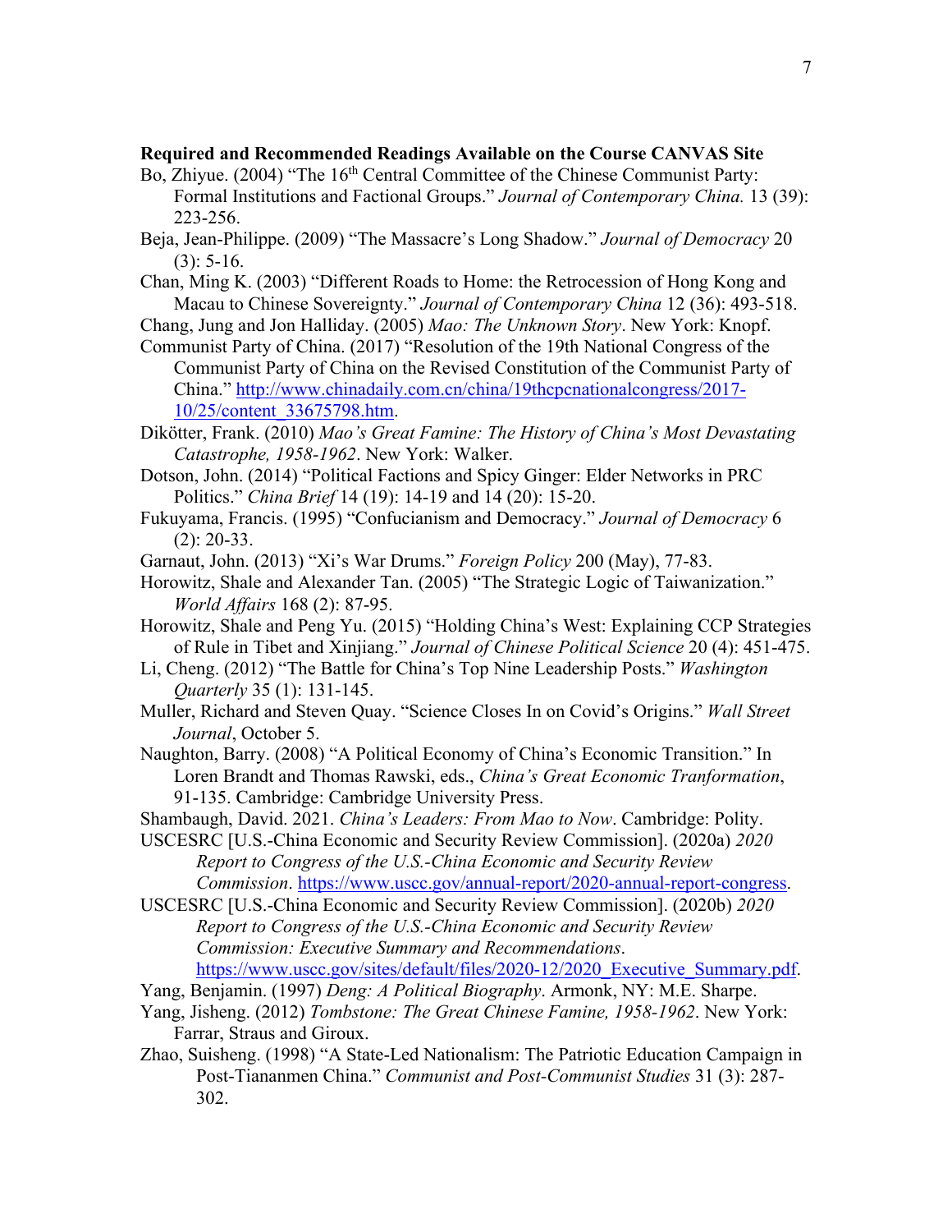**Required and Recommended Readings Available on the Course CANVAS Site**

Bo, Zhiyue. (2004) "The 16th Central Committee of the Chinese Communist Party: Formal Institutions and Factional Groups." *Journal of Contemporary China.* 13 (39): 223-256.

Beja, Jean-Philippe. (2009) "The Massacre's Long Shadow." *Journal of Democracy* 20 (3): 5-16.

Chan, Ming K. (2003) "Different Roads to Home: the Retrocession of Hong Kong and Macau to Chinese Sovereignty." *Journal of Contemporary China* 12 (36): 493-518.

Chang, Jung and Jon Halliday. (2005) *Mao: The Unknown Story*. New York: Knopf.

Communist Party of China. (2017) "Resolution of the 19th National Congress of the Communist Party of China on the Revised Constitution of the Communist Party of China." http://www.chinadaily.com.cn/china/19thcpcnationalcongress/2017-10/25/content_33675798.htm.

Dikötter, Frank. (2010) *Mao's Great Famine: The History of China's Most Devastating Catastrophe, 1958-1962*. New York: Walker.

Dotson, John. (2014) "Political Factions and Spicy Ginger: Elder Networks in PRC Politics." *China Brief* 14 (19): 14-19 and 14 (20): 15-20.

Fukuyama, Francis. (1995) "Confucianism and Democracy." *Journal of Democracy* 6 (2): 20-33.

Garnaut, John. (2013) "Xi's War Drums." *Foreign Policy* 200 (May), 77-83.

Horowitz, Shale and Alexander Tan. (2005) "The Strategic Logic of Taiwanization." *World Affairs* 168 (2): 87-95.

Horowitz, Shale and Peng Yu. (2015) "Holding China's West: Explaining CCP Strategies of Rule in Tibet and Xinjiang." *Journal of Chinese Political Science* 20 (4): 451-475.

Li, Cheng. (2012) "The Battle for China's Top Nine Leadership Posts." *Washington Quarterly* 35 (1): 131-145.

Muller, Richard and Steven Quay. "Science Closes In on Covid's Origins." *Wall Street Journal*, October 5.

Naughton, Barry. (2008) "A Political Economy of China's Economic Transition." In Loren Brandt and Thomas Rawski, eds., *China's Great Economic Tranformation*, 91-135. Cambridge: Cambridge University Press.

Shambaugh, David. 2021. *China's Leaders: From Mao to Now*. Cambridge: Polity.

USCESRC [U.S.-China Economic and Security Review Commission]. (2020a) *2020 Report to Congress of the U.S.-China Economic and Security Review Commission*. https://www.uscc.gov/annual-report/2020-annual-report-congress.

USCESRC [U.S.-China Economic and Security Review Commission]. (2020b) *2020 Report to Congress of the U.S.-China Economic and Security Review Commission: Executive Summary and Recommendations*. https://www.uscc.gov/sites/default/files/2020-12/2020_Executive_Summary.pdf.

Yang, Benjamin. (1997) *Deng: A Political Biography*. Armonk, NY: M.E. Sharpe.

Yang, Jisheng. (2012) *Tombstone: The Great Chinese Famine, 1958-1962*. New York: Farrar, Straus and Giroux.

Zhao, Suisheng. (1998) "A State-Led Nationalism: The Patriotic Education Campaign in Post-Tiananmen China." *Communist and Post-Communist Studies* 31 (3): 287-302.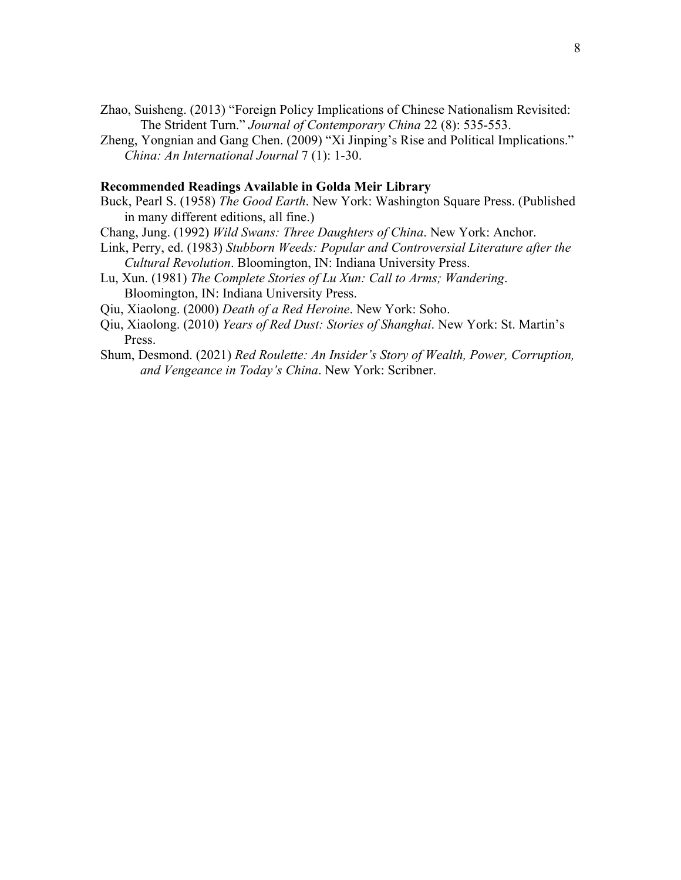Zhao, Suisheng. (2013) "Foreign Policy Implications of Chinese Nationalism Revisited: The Strident Turn." *Journal of Contemporary China* 22 (8): 535-553.

Zheng, Yongnian and Gang Chen. (2009) "Xi Jinping's Rise and Political Implications." *China: An International Journal* 7 (1): 1-30.

**Recommended Readings Available in Golda Meir Library**

Buck, Pearl S. (1958) *The Good Earth*. New York: Washington Square Press. (Published in many different editions, all fine.)

Chang, Jung. (1992) *Wild Swans: Three Daughters of China*. New York: Anchor.

Link, Perry, ed. (1983) *Stubborn Weeds: Popular and Controversial Literature after the Cultural Revolution*. Bloomington, IN: Indiana University Press.

Lu, Xun. (1981) *The Complete Stories of Lu Xun: Call to Arms; Wandering*. Bloomington, IN: Indiana University Press.

Qiu, Xiaolong. (2000) *Death of a Red Heroine*. New York: Soho.

Qiu, Xiaolong. (2010) *Years of Red Dust: Stories of Shanghai*. New York: St. Martin's Press.

Shum, Desmond. (2021) *Red Roulette: An Insider's Story of Wealth, Power, Corruption, and Vengeance in Today's China*. New York: Scribner.